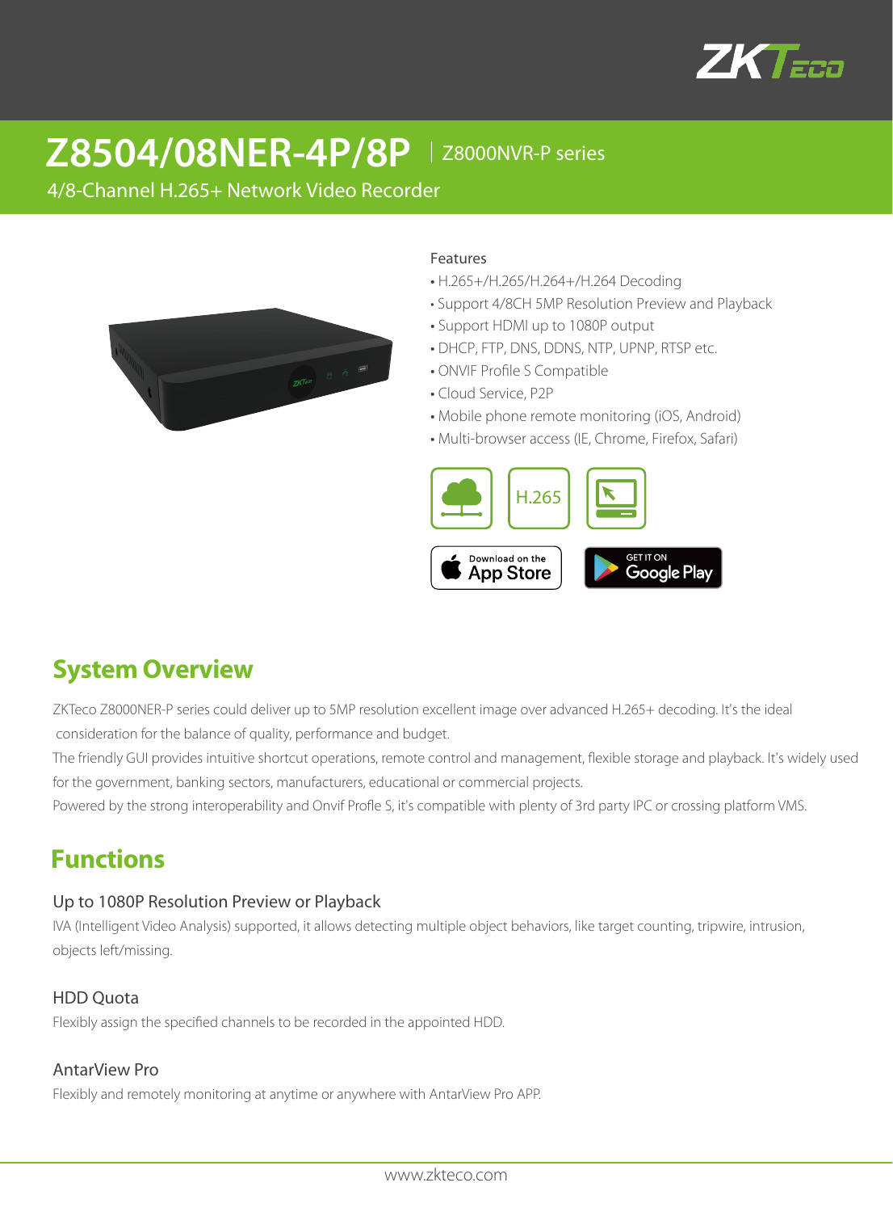# Z8504/08NER-4P/8P | Z8000NVR-P series

4/8-Channel H.265+ Network Video Recorder

Features

- H.265+/H.265/H.264+/H.264 Decoding
- Support 4/8CH 5MP Resolution Preview and Playback
- Support HDMI up to 1080P output
- DHCP, FTP, DNS, DDNS, NTP, UPNP, RTSP etc.
- ONVIF Profile S Compatible
- Cloud Service, P2P
- Mobile phone remote monitoring (iOS, Android)
- Multi-browser access (IE, Chrome, Firefox, Safari)

## System Overview

ZKTeco Z8000NER-P series could deliver up to 5MP resolution excellent image over advanced H.265+ decoding. It's the ideal consideration for the balance of quality, performance and budget.

The friendly GUI provides intuitive shortcut operations, remote control and management, flexible storage and playback. It's widely used for the government, banking sectors, manufacturers, educational or commercial projects.

Powered by the strong interoperability and Onvif Profle S, it's compatible with plenty of 3rd party IPC or crossing platform VMS.

## Functions

### Up to 1080P Resolution Preview or Playback

IVA (Intelligent Video Analysis) supported, it allows detecting multiple object behaviors, like target counting, tripwire, intrusion, objects left/missing.

### HDD Quota

Flexibly assign the specified channels to be recorded in the appointed HDD.

### AntarView Pro

Flexibly and remotely monitoring at anytime or anywhere with AntarView Pro APP.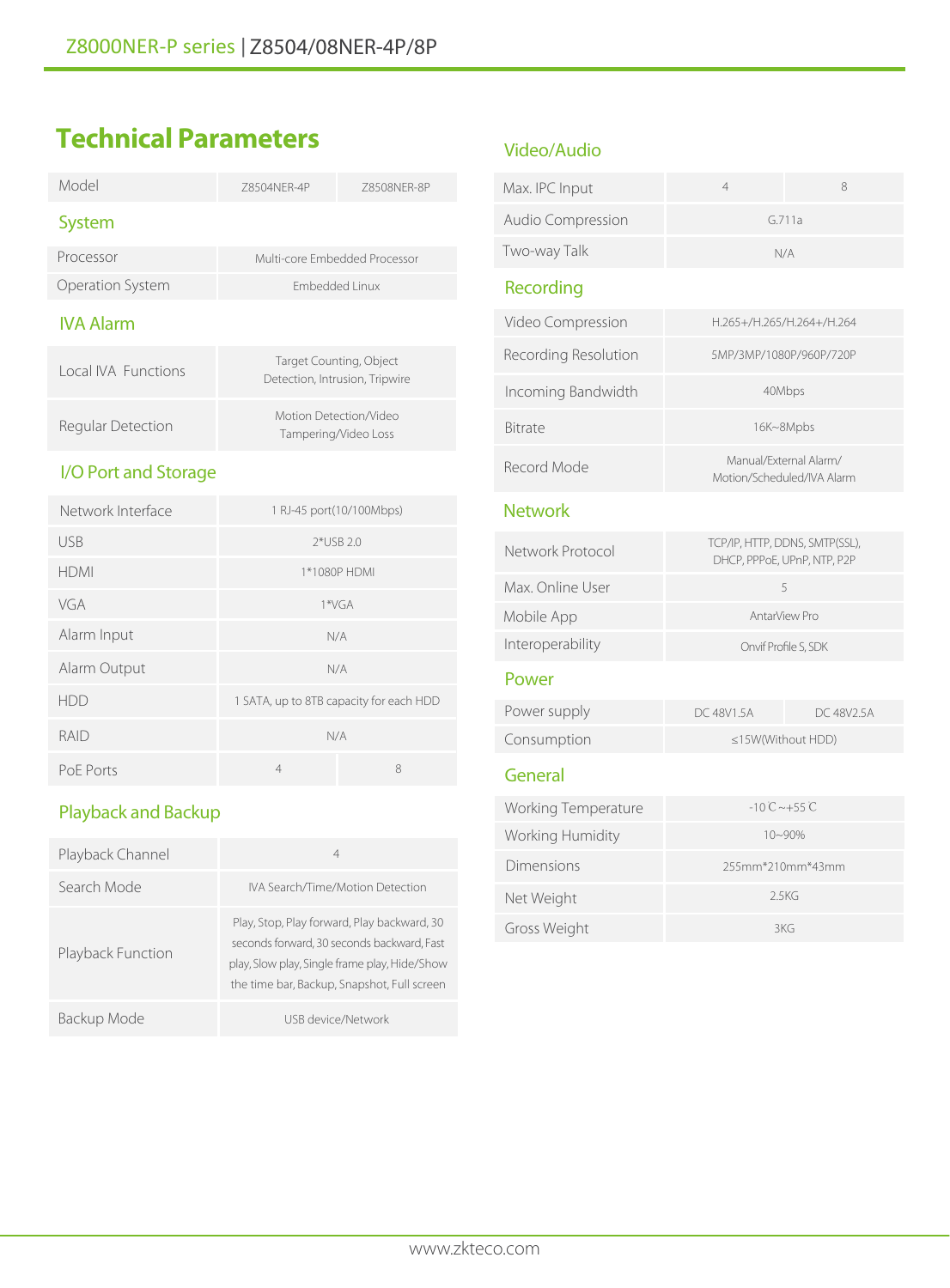# Technical Parameters

| Model | Z8504NER-4P | Z8508NER-8P |
|---|---|---|
| **System** | | |
| Processor | Multi-core Embedded Processor | |
| Operation System | Embedded Linux | |
| **IVA Alarm** | | |
| Local IVA Functions | Target Counting, Object Detection, Intrusion, Tripwire | |
| Regular Detection | Motion Detection/Video Tampering/Video Loss | |
| **I/O Port and Storage** | | |
| Network Interface | 1 RJ-45 port(10/100Mbps) | |
| USB | 2*USB 2.0 | |
| HDMI | 1*1080P HDMI | |
| VGA | 1*VGA | |
| Alarm Input | N/A | |
| Alarm Output | N/A | |
| HDD | 1 SATA, up to 8TB capacity for each HDD | |
| RAID | N/A | |
| PoE Ports | 4 | 8 |
| **Playback and Backup** | | |
| Playback Channel | 4 | |
| Search Mode | IVA Search/Time/Motion Detection | |
| Playback Function | Play, Stop, Play forward, Play backward, 30 seconds forward, 30 seconds backward, Fast play, Slow play, Single frame play, Hide/Show the time bar, Backup, Snapshot, Full screen | |
| Backup Mode | USB device/Network | |
| **Video/Audio** | | |
| Max. IPC Input | 4 | 8 |
| Audio Compression | G.711a | |
| Two-way Talk | N/A | |
| **Recording** | | |
| Video Compression | H.265+/H.265/H.264+/H.264 | |
| Recording Resolution | 5MP/3MP/1080P/960P/720P | |
| Incoming Bandwidth | 40Mbps | |
| Bitrate | 16K~8Mpbs | |
| Record Mode | Manual/External Alarm/ Motion/Scheduled/IVA Alarm | |
| **Network** | | |
| Network Protocol | TCP/IP, HTTP, DDNS, SMTP(SSL), DHCP, PPPoE, UPnP, NTP, P2P | |
| Max. Online User | 5 | |
| Mobile App | AntarView Pro | |
| Interoperability | Onvif Profile S, SDK | |
| **Power** | | |
| Power supply | DC 48V1.5A | DC 48V2.5A |
| Consumption | ≤15W(Without HDD) | |
| **General** | | |
| Working Temperature | -10℃~+55℃ | |
| Working Humidity | 10~90% | |
| Dimensions | 255mm*210mm*43mm | |
| Net Weight | 2.5KG | |
| Gross Weight | 3KG | |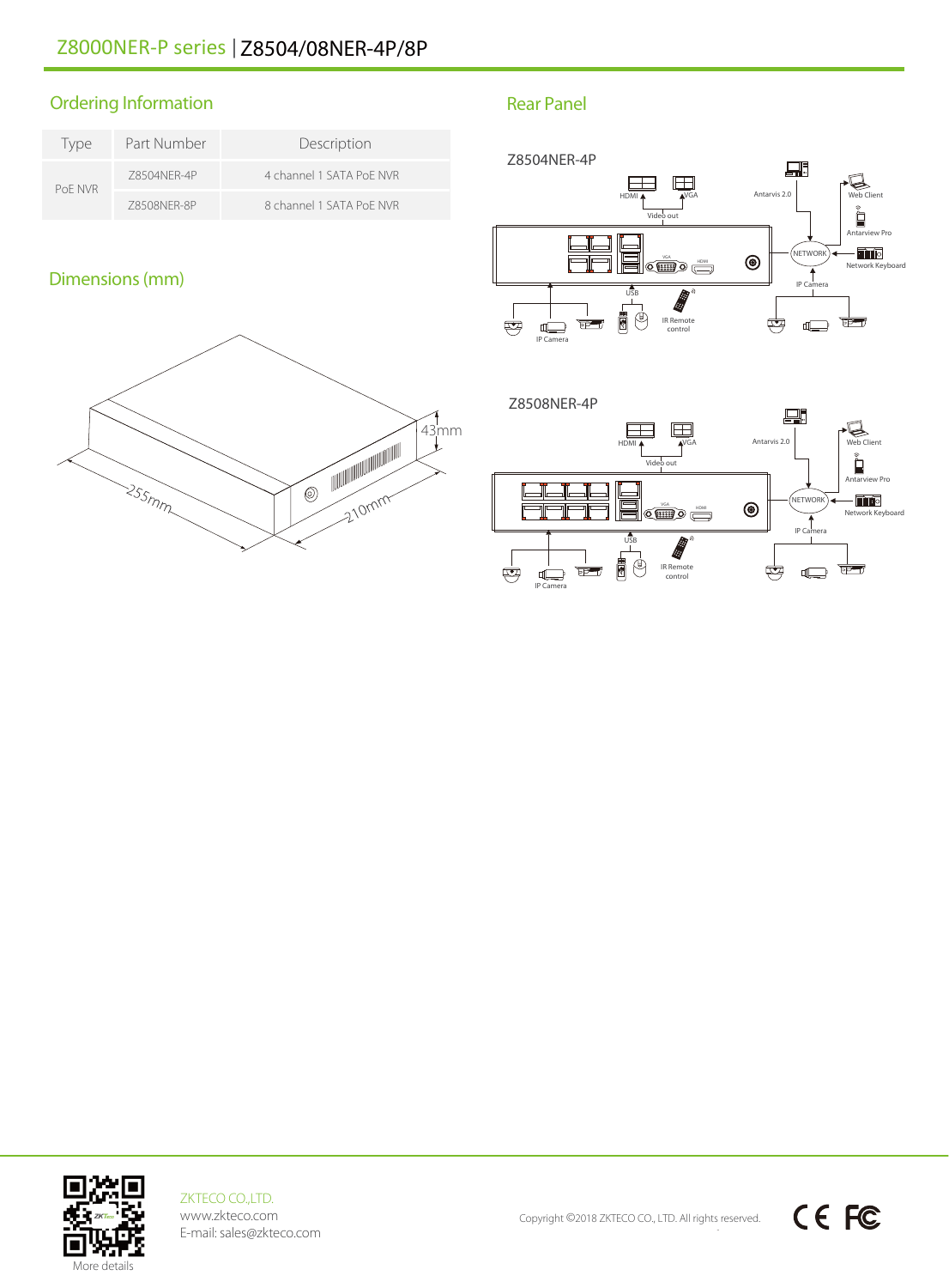# Z8000NER-P series | Z8504/08NER-4P/8P

## Ordering Information

| Type | Part Number | Description |
| --- | --- | --- |
| PoE NVR | Z8504NER-4P | 4 channel 1 SATA PoE NVR |
| | Z8508NER-8P | 8 channel 1 SATA PoE NVR |

## Dimensions (mm)

43mm
255mm
210mm

## Rear Panel

Z8504NER-4P

HDMI
VGA
Video out
Antarvis 2.0
Web Client
Antarview Pro
NETWORK
Network Keyboard
IP Camera
USB
IR Remote control
IP Camera

Z8508NER-4P

HDMI
VGA
Video out
Antarvis 2.0
Web Client
Antarview Pro
NETWORK
Network Keyboard
IP Camera
USB
IR Remote control
IP Camera

More details

ZKTECO CO.,LTD.
www.zkteco.com
E-mail: sales@zkteco.com

Copyright ©2018 ZKTECO CO., LTD. All rights reserved.